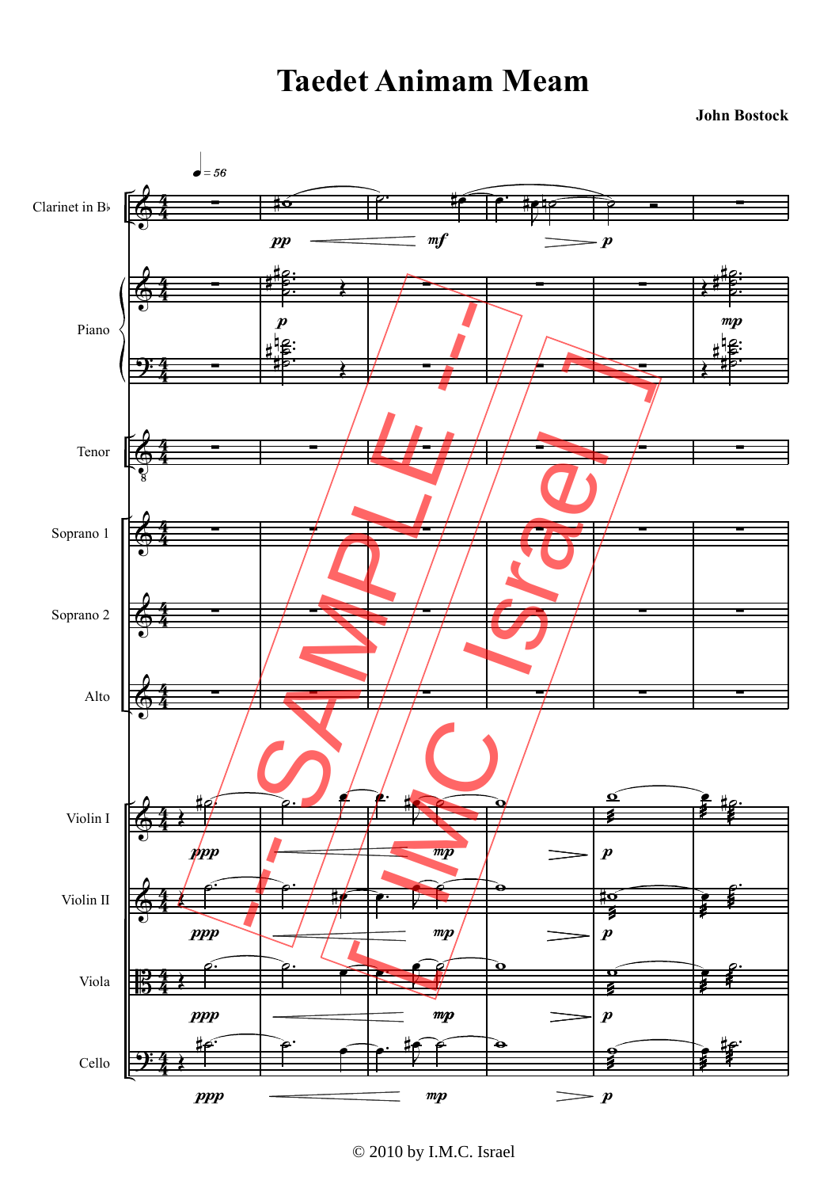# Taedet Animam Meam

**John Bostock**

© 2010 by I.M.C. Israel